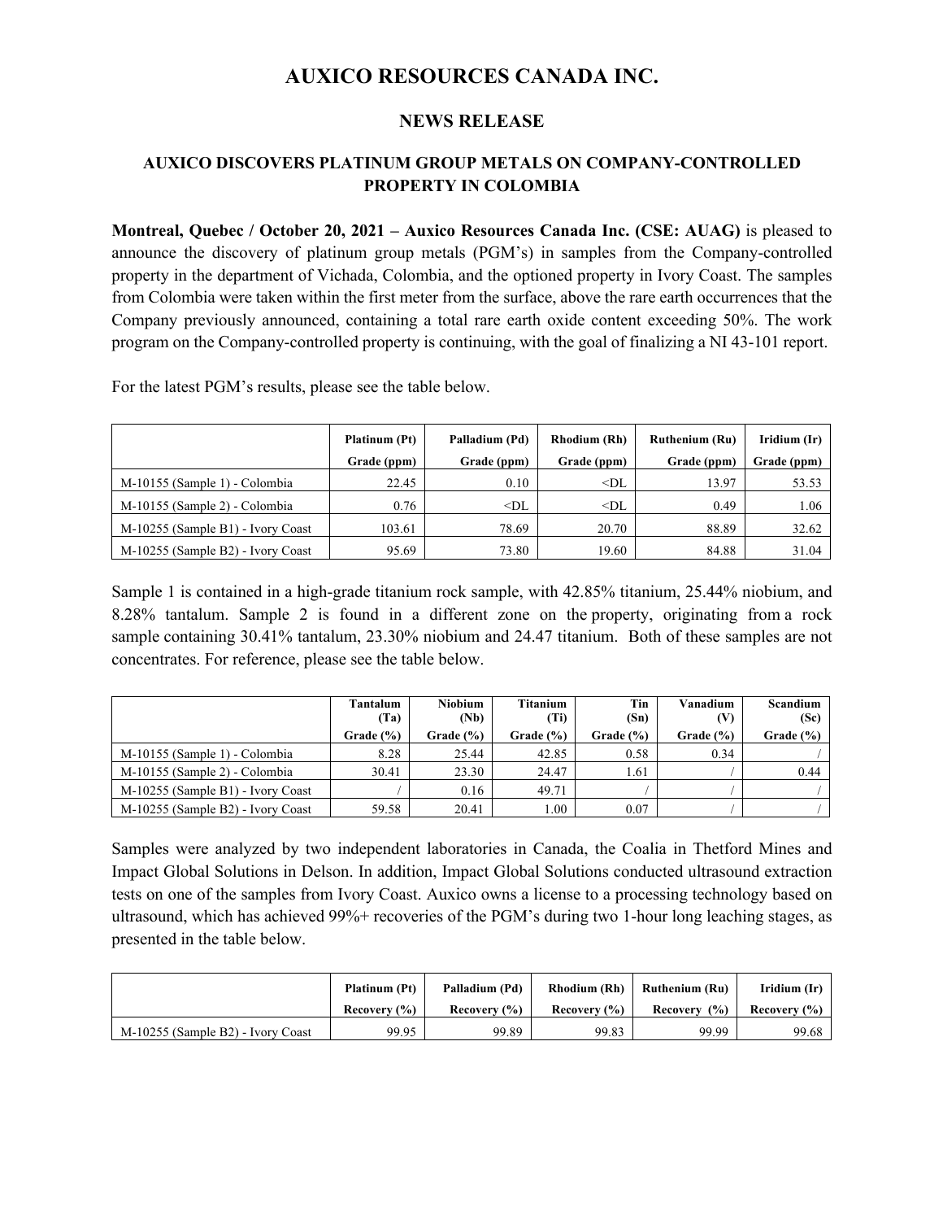# AUXICO RESOURCES CANADA INC.

## NEWS RELEASE

### AUXICO DISCOVERS PLATINUM GROUP METALS ON COMPANY-CONTROLLED PROPERTY IN COLOMBIA

**Montreal, Quebec / October 20, 2021 – Auxico Resources Canada Inc. (CSE: AUAG)** is pleased to announce the discovery of platinum group metals (PGM's) in samples from the Company-controlled property in the department of Vichada, Colombia, and the optioned property in Ivory Coast. The samples from Colombia were taken within the first meter from the surface, above the rare earth occurrences that the Company previously announced, containing a total rare earth oxide content exceeding 50%. The work program on the Company-controlled property is continuing, with the goal of finalizing a NI 43-101 report.

For the latest PGM's results, please see the table below.

| | Platinum (Pt) Grade (ppm) | Palladium (Pd) Grade (ppm) | Rhodium (Rh) Grade (ppm) | Ruthenium (Ru) Grade (ppm) | Iridium (Ir) Grade (ppm) |
|---|---|---|---|---|---|
| M-10155 (Sample 1) - Colombia | 22.45 | 0.10 | <DL | 13.97 | 53.53 |
| M-10155 (Sample 2) - Colombia | 0.76 | <DL | <DL | 0.49 | 1.06 |
| M-10255 (Sample B1) - Ivory Coast | 103.61 | 78.69 | 20.70 | 88.89 | 32.62 |
| M-10255 (Sample B2) - Ivory Coast | 95.69 | 73.80 | 19.60 | 84.88 | 31.04 |

Sample 1 is contained in a high-grade titanium rock sample, with 42.85% titanium, 25.44% niobium, and 8.28% tantalum. Sample 2 is found in a different zone on the property, originating from a rock sample containing 30.41% tantalum, 23.30% niobium and 24.47 titanium. Both of these samples are not concentrates. For reference, please see the table below.

| | Tantalum (Ta) Grade (%) | Niobium (Nb) Grade (%) | Titanium (Ti) Grade (%) | Tin (Sn) Grade (%) | Vanadium (V) Grade (%) | Scandium (Sc) Grade (%) |
|---|---|---|---|---|---|---|
| M-10155 (Sample 1) - Colombia | 8.28 | 25.44 | 42.85 | 0.58 | 0.34 | / |
| M-10155 (Sample 2) - Colombia | 30.41 | 23.30 | 24.47 | 1.61 | / | 0.44 |
| M-10255 (Sample B1) - Ivory Coast | / | 0.16 | 49.71 | / | / | / |
| M-10255 (Sample B2) - Ivory Coast | 59.58 | 20.41 | 1.00 | 0.07 | / | / |

Samples were analyzed by two independent laboratories in Canada, the Coalia in Thetford Mines and Impact Global Solutions in Delson. In addition, Impact Global Solutions conducted ultrasound extraction tests on one of the samples from Ivory Coast. Auxico owns a license to a processing technology based on ultrasound, which has achieved 99%+ recoveries of the PGM's during two 1-hour long leaching stages, as presented in the table below.

| | Platinum (Pt) Recovery (%) | Palladium (Pd) Recovery (%) | Rhodium (Rh) Recovery (%) | Ruthenium (Ru) Recovery (%) | Iridium (Ir) Recovery (%) |
|---|---|---|---|---|---|
| M-10255 (Sample B2) - Ivory Coast | 99.95 | 99.89 | 99.83 | 99.99 | 99.68 |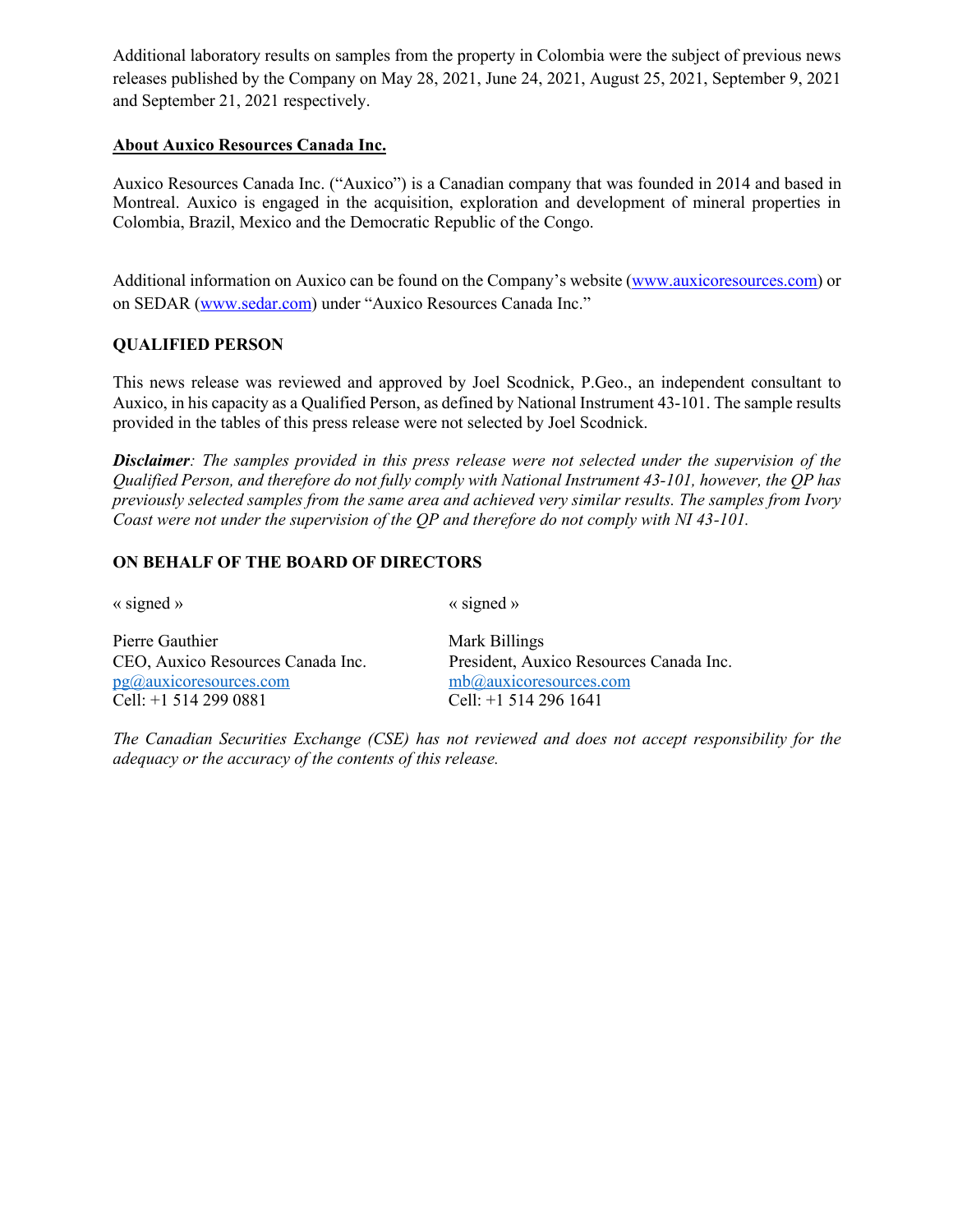Additional laboratory results on samples from the property in Colombia were the subject of previous news releases published by the Company on May 28, 2021, June 24, 2021, August 25, 2021, September 9, 2021 and September 21, 2021 respectively.

**About Auxico Resources Canada Inc.**

Auxico Resources Canada Inc. ("Auxico") is a Canadian company that was founded in 2014 and based in Montreal. Auxico is engaged in the acquisition, exploration and development of mineral properties in Colombia, Brazil, Mexico and the Democratic Republic of the Congo.

Additional information on Auxico can be found on the Company's website (www.auxicoresources.com) or on SEDAR (www.sedar.com) under "Auxico Resources Canada Inc."

**QUALIFIED PERSON**

This news release was reviewed and approved by Joel Scodnick, P.Geo., an independent consultant to Auxico, in his capacity as a Qualified Person, as defined by National Instrument 43-101. The sample results provided in the tables of this press release were not selected by Joel Scodnick.

***Disclaimer**: The samples provided in this press release were not selected under the supervision of the Qualified Person, and therefore do not fully comply with National Instrument 43-101, however, the QP has previously selected samples from the same area and achieved very similar results. The samples from Ivory Coast were not under the supervision of the QP and therefore do not comply with NI 43-101.*

**ON BEHALF OF THE BOARD OF DIRECTORS**

« signed »

Pierre Gauthier
CEO, Auxico Resources Canada Inc.
pg@auxicoresources.com
Cell: +1 514 299 0881

« signed »

Mark Billings
President, Auxico Resources Canada Inc.
mb@auxicoresources.com
Cell: +1 514 296 1641

*The Canadian Securities Exchange (CSE) has not reviewed and does not accept responsibility for the adequacy or the accuracy of the contents of this release.*